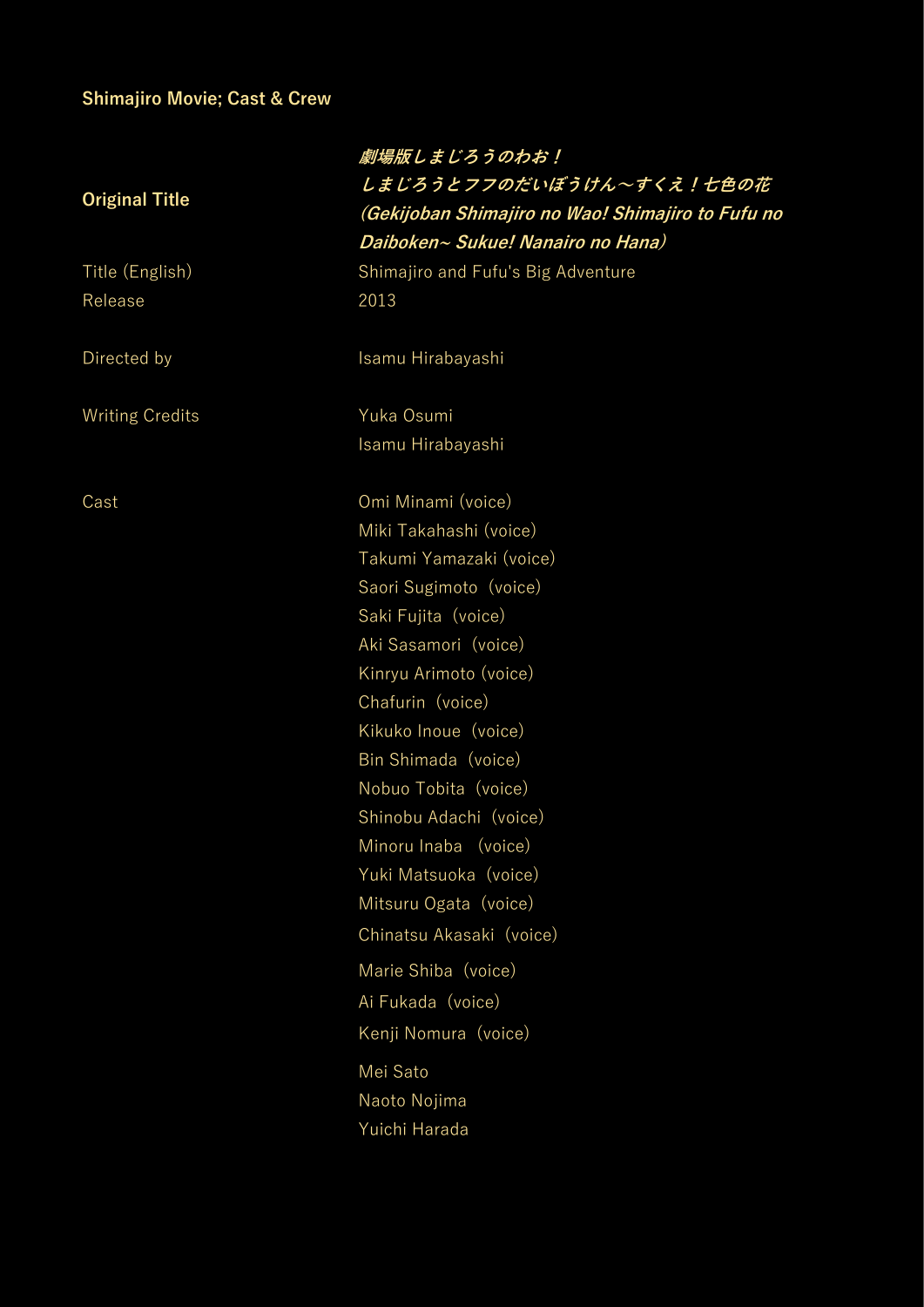## Shimajiro Movie; Cast & Crew

| | |
|---|---|
| **Original Title** | ***劇場版しまじろうのわお！ しまじろうとフフのだいぼうけん〜すくえ！七色の花 (Gekijoban Shimajiro no Wao! Shimajiro to Fufu no Daiboken~ Sukue! Nanairo no Hana)*** |
| Title (English) | Shimajiro and Fufu's Big Adventure |
| Release | 2013 |
| Directed by | Isamu Hirabayashi |
| Writing Credits | Yuka Osumi<br>Isamu Hirabayashi |
| Cast | Omi Minami (voice)<br>Miki Takahashi (voice)<br>Takumi Yamazaki (voice)<br>Saori Sugimoto（voice)<br>Saki Fujita（voice)<br>Aki Sasamori（voice)<br>Kinryu Arimoto (voice)<br>Chafurin（voice)<br>Kikuko Inoue（voice)<br>Bin Shimada（voice)<br>Nobuo Tobita（voice)<br>Shinobu Adachi（voice)<br>Minoru Inaba （voice)<br>Yuki Matsuoka（voice)<br>Mitsuru Ogata（voice)<br>Chinatsu Akasaki（voice)<br>Marie Shiba（voice)<br>Ai Fukada（voice)<br>Kenji Nomura（voice)<br>Mei Sato<br>Naoto Nojima<br>Yuichi Harada |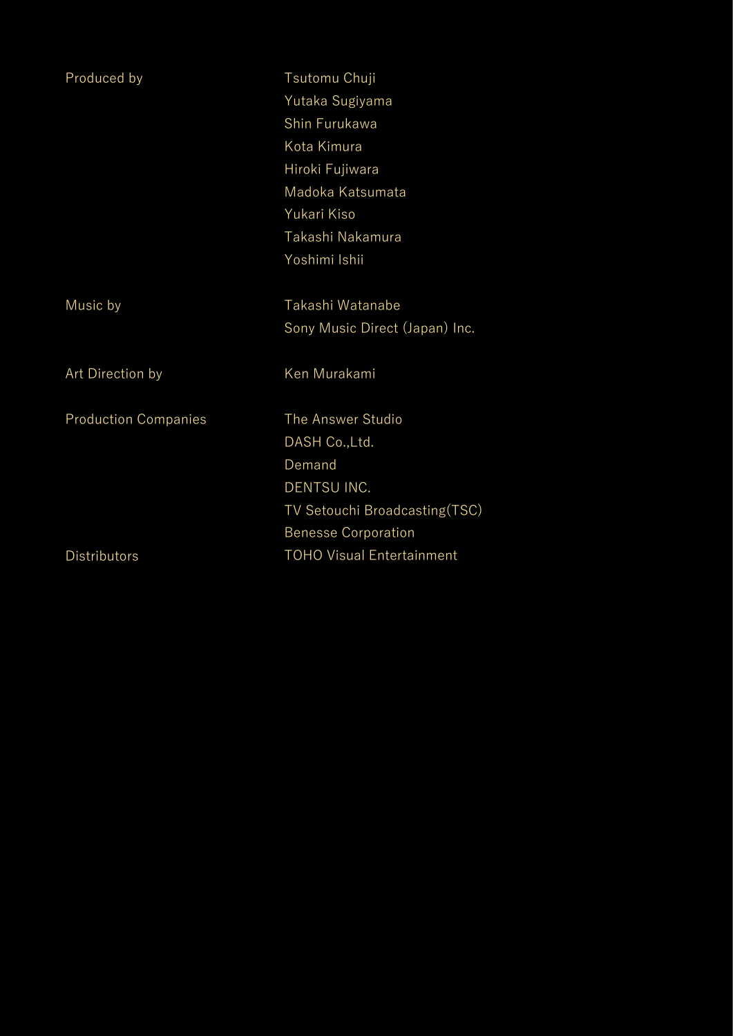| | |
|---|---|
| Produced by | Tsutomu Chuji<br>Yutaka Sugiyama<br>Shin Furukawa<br>Kota Kimura<br>Hiroki Fujiwara<br>Madoka Katsumata<br>Yukari Kiso<br>Takashi Nakamura<br>Yoshimi Ishii |
| Music by | Takashi Watanabe<br>Sony Music Direct (Japan) Inc. |
| Art Direction by | Ken Murakami |
| Production Companies | The Answer Studio<br>DASH Co.,Ltd.<br>Demand<br>DENTSU INC.<br>TV Setouchi Broadcasting(TSC)<br>Benesse Corporation |
| Distributors | TOHO Visual Entertainment |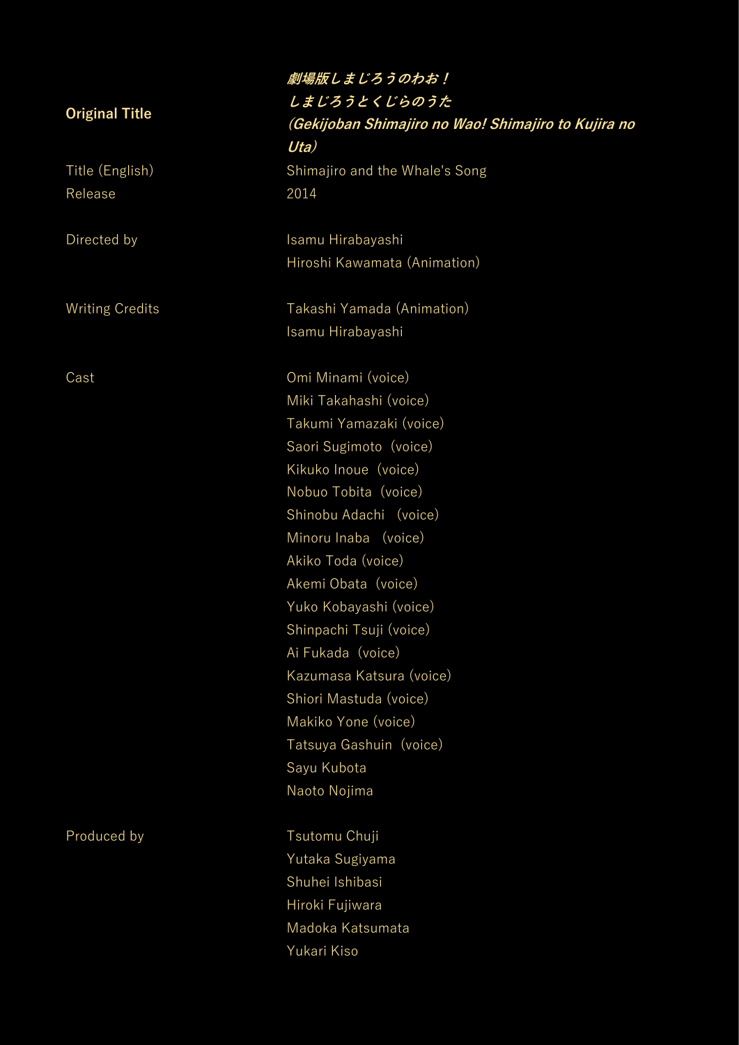| | |
|---|---|
| **Original Title** | ***劇場版しまじろうのわお！ しまじろうとくじらのうた (Gekijoban Shimajiro no Wao! Shimajiro to Kujira no Uta)*** |
| Title (English) | Shimajiro and the Whale's Song |
| Release | 2014 |
| Directed by | Isamu Hirabayashi<br>Hiroshi Kawamata (Animation) |
| Writing Credits | Takashi Yamada (Animation)<br>Isamu Hirabayashi |
| Cast | Omi Minami (voice)<br>Miki Takahashi (voice)<br>Takumi Yamazaki (voice)<br>Saori Sugimoto（voice)<br>Kikuko Inoue（voice)<br>Nobuo Tobita（voice)<br>Shinobu Adachi （voice)<br>Minoru Inaba （voice)<br>Akiko Toda (voice)<br>Akemi Obata（voice)<br>Yuko Kobayashi (voice)<br>Shinpachi Tsuji (voice)<br>Ai Fukada（voice)<br>Kazumasa Katsura (voice)<br>Shiori Mastuda (voice)<br>Makiko Yone (voice)<br>Tatsuya Gashuin（voice)<br>Sayu Kubota<br>Naoto Nojima |
| Produced by | Tsutomu Chuji<br>Yutaka Sugiyama<br>Shuhei Ishibasi<br>Hiroki Fujiwara<br>Madoka Katsumata<br>Yukari Kiso |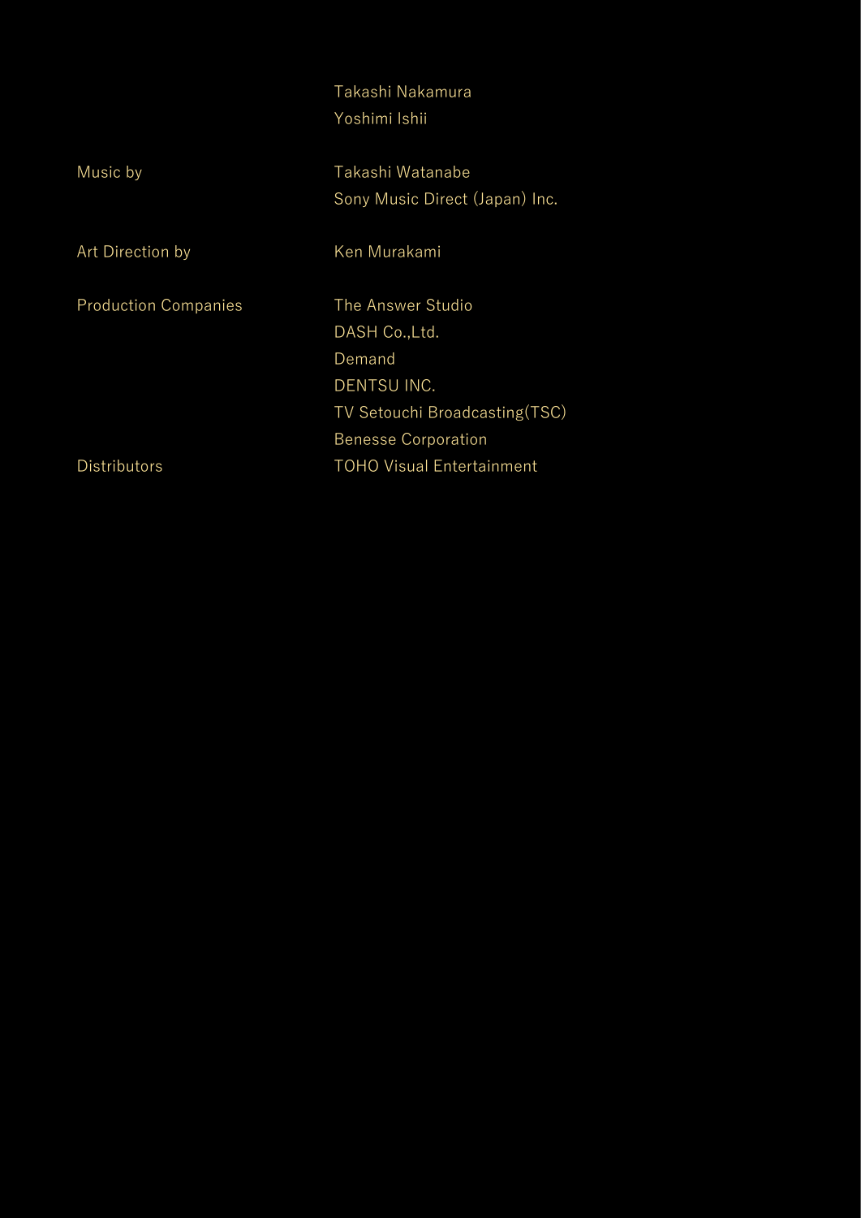| | |
|---|---|
| | Takashi Nakamura |
| | Yoshimi Ishii |
| Music by | Takashi Watanabe |
| | Sony Music Direct (Japan) Inc. |
| Art Direction by | Ken Murakami |
| Production Companies | The Answer Studio |
| | DASH Co.,Ltd. |
| | Demand |
| | DENTSU INC. |
| | TV Setouchi Broadcasting(TSC) |
| | Benesse Corporation |
| Distributors | TOHO Visual Entertainment |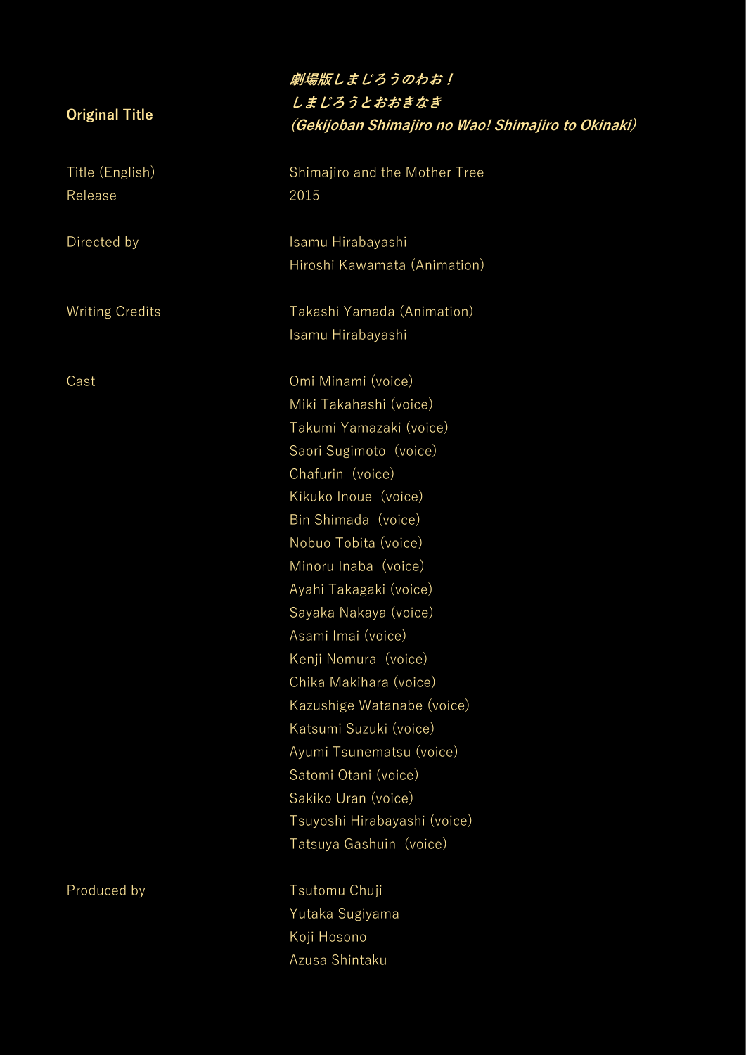| | |
|---|---|
| **Original Title** | ***劇場版しまじろうのわお！しまじろうとおおきなき (Gekijoban Shimajiro no Wao! Shimajiro to Okinaki)*** |
| Title (English) | Shimajiro and the Mother Tree |
| Release | 2015 |
| Directed by | Isamu Hirabayashi<br>Hiroshi Kawamata (Animation) |
| Writing Credits | Takashi Yamada (Animation)<br>Isamu Hirabayashi |
| Cast | Omi Minami (voice)<br>Miki Takahashi (voice)<br>Takumi Yamazaki (voice)<br>Saori Sugimoto (voice)<br>Chafurin (voice)<br>Kikuko Inoue (voice)<br>Bin Shimada (voice)<br>Nobuo Tobita (voice)<br>Minoru Inaba (voice)<br>Ayahi Takagaki (voice)<br>Sayaka Nakaya (voice)<br>Asami Imai (voice)<br>Kenji Nomura (voice)<br>Chika Makihara (voice)<br>Kazushige Watanabe (voice)<br>Katsumi Suzuki (voice)<br>Ayumi Tsunematsu (voice)<br>Satomi Otani (voice)<br>Sakiko Uran (voice)<br>Tsuyoshi Hirabayashi (voice)<br>Tatsuya Gashuin (voice) |
| Produced by | Tsutomu Chuji<br>Yutaka Sugiyama<br>Koji Hosono<br>Azusa Shintaku |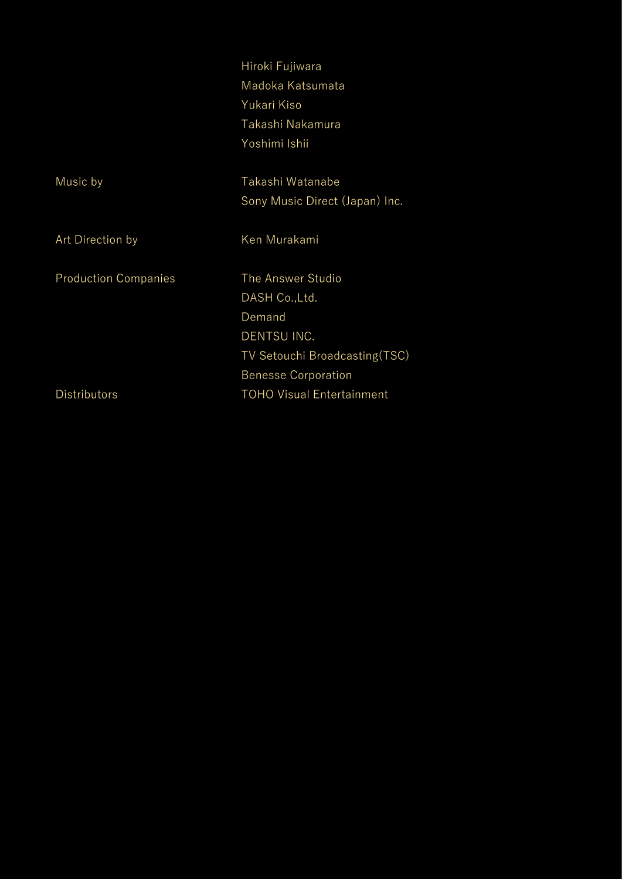| | |
|---|---|
| | Hiroki Fujiwara |
| | Madoka Katsumata |
| | Yukari Kiso |
| | Takashi Nakamura |
| | Yoshimi Ishii |
| Music by | Takashi Watanabe |
| | Sony Music Direct (Japan) Inc. |
| Art Direction by | Ken Murakami |
| Production Companies | The Answer Studio |
| | DASH Co.,Ltd. |
| | Demand |
| | DENTSU INC. |
| | TV Setouchi Broadcasting(TSC) |
| | Benesse Corporation |
| Distributors | TOHO Visual Entertainment |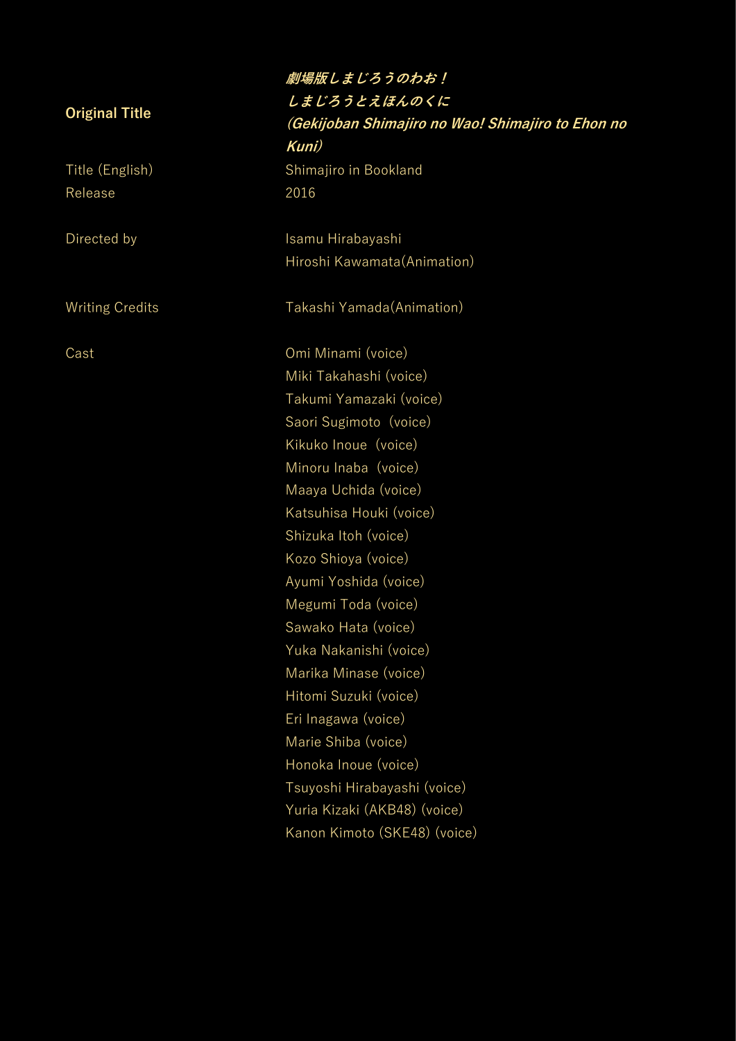| | |
|---|---|
| **Original Title** | ***劇場版しまじろうのわお！ しまじろうとえほんのくに (Gekijoban Shimajiro no Wao! Shimajiro to Ehon no Kuni)*** |
| Title (English) | Shimajiro in Bookland |
| Release | 2016 |
| Directed by | Isamu Hirabayashi<br>Hiroshi Kawamata(Animation) |
| Writing Credits | Takashi Yamada(Animation) |
| Cast | Omi Minami (voice)<br>Miki Takahashi (voice)<br>Takumi Yamazaki (voice)<br>Saori Sugimoto (voice)<br>Kikuko Inoue (voice)<br>Minoru Inaba (voice)<br>Maaya Uchida (voice)<br>Katsuhisa Houki (voice)<br>Shizuka Itoh (voice)<br>Kozo Shioya (voice)<br>Ayumi Yoshida (voice)<br>Megumi Toda (voice)<br>Sawako Hata (voice)<br>Yuka Nakanishi (voice)<br>Marika Minase (voice)<br>Hitomi Suzuki (voice)<br>Eri Inagawa (voice)<br>Marie Shiba (voice)<br>Honoka Inoue (voice)<br>Tsuyoshi Hirabayashi (voice)<br>Yuria Kizaki (AKB48) (voice)<br>Kanon Kimoto (SKE48) (voice) |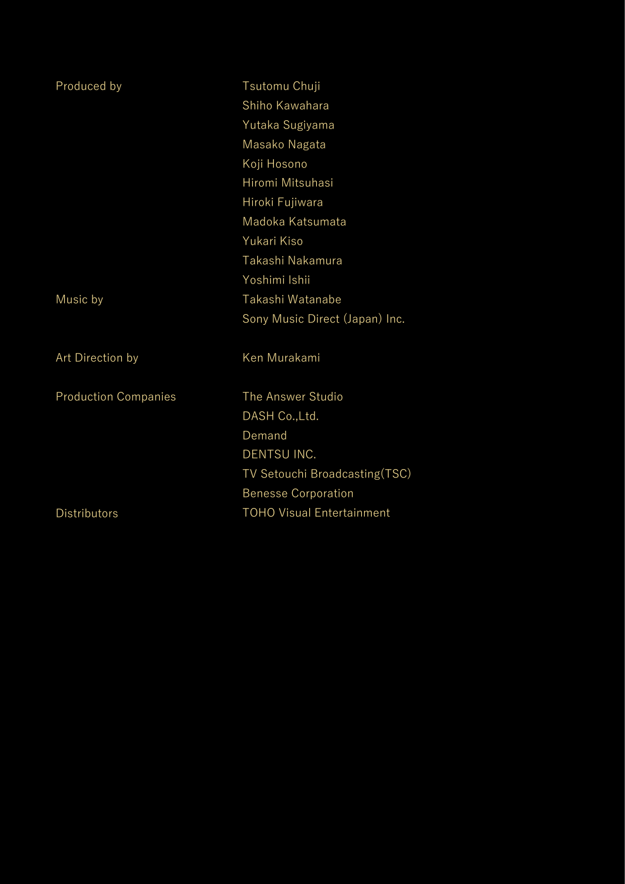| | |
|---|---|
| Produced by | Tsutomu Chuji |
| | Shiho Kawahara |
| | Yutaka Sugiyama |
| | Masako Nagata |
| | Koji Hosono |
| | Hiromi Mitsuhasi |
| | Hiroki Fujiwara |
| | Madoka Katsumata |
| | Yukari Kiso |
| | Takashi Nakamura |
| | Yoshimi Ishii |
| Music by | Takashi Watanabe |
| | Sony Music Direct (Japan) Inc. |
| Art Direction by | Ken Murakami |
| Production Companies | The Answer Studio |
| | DASH Co.,Ltd. |
| | Demand |
| | DENTSU INC. |
| | TV Setouchi Broadcasting(TSC) |
| | Benesse Corporation |
| Distributors | TOHO Visual Entertainment |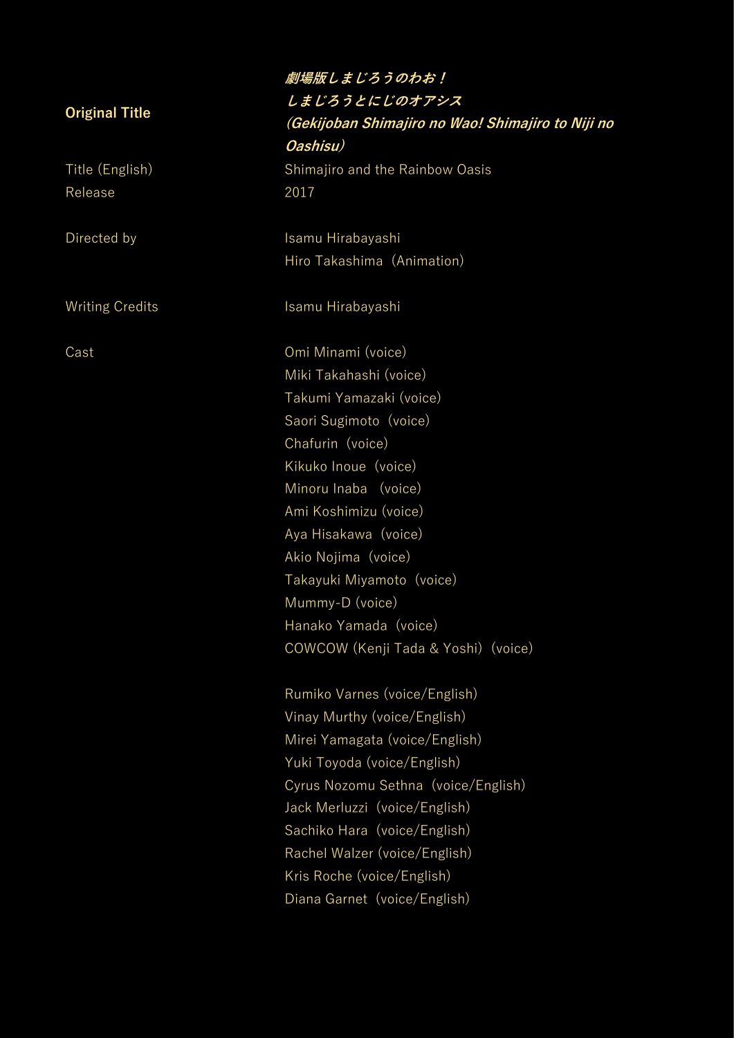| | |
|---|---|
| **Original Title** | ***劇場版しまじろうのわお！<br>しまじろうとにじのオアシス<br>（Gekijoban Shimajiro no Wao! Shimajiro to Niji no Oashisu）*** |
| Title (English) | Shimajiro and the Rainbow Oasis |
| Release | 2017 |
| Directed by | Isamu Hirabayashi<br>Hiro Takashima（Animation） |
| Writing Credits | Isamu Hirabayashi |
| Cast | Omi Minami (voice)<br>Miki Takahashi (voice)<br>Takumi Yamazaki (voice)<br>Saori Sugimoto（voice）<br>Chafurin（voice）<br>Kikuko Inoue（voice）<br>Minoru Inaba （voice）<br>Ami Koshimizu (voice)<br>Aya Hisakawa（voice）<br>Akio Nojima（voice）<br>Takayuki Miyamoto（voice）<br>Mummy-D (voice)<br>Hanako Yamada（voice）<br>COWCOW (Kenji Tada & Yoshi)（voice）<br><br>Rumiko Varnes (voice/English)<br>Vinay Murthy (voice/English)<br>Mirei Yamagata (voice/English)<br>Yuki Toyoda (voice/English)<br>Cyrus Nozomu Sethna（voice/English）<br>Jack Merluzzi（voice/English）<br>Sachiko Hara（voice/English）<br>Rachel Walzer (voice/English)<br>Kris Roche (voice/English)<br>Diana Garnet（voice/English） |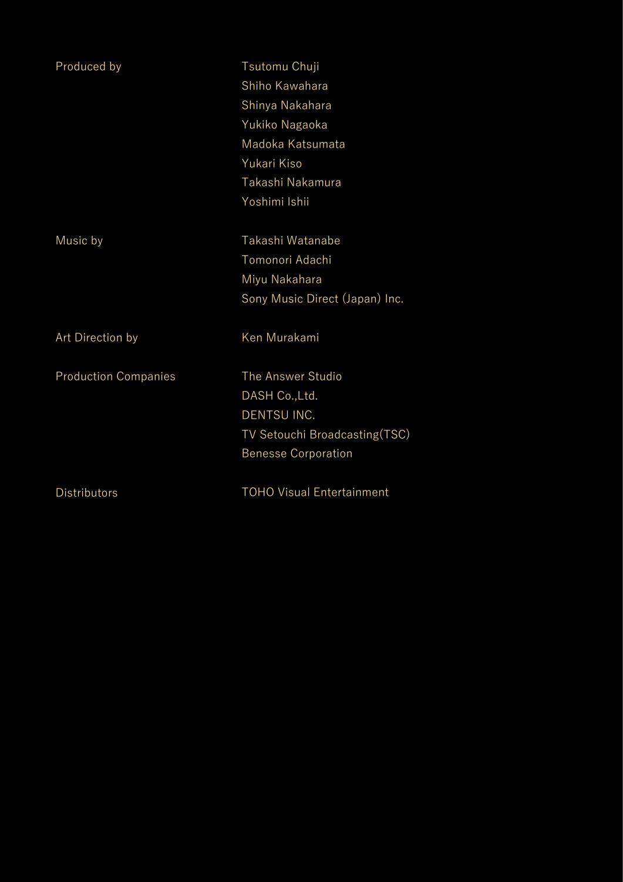| | |
|---|---|
| Produced by | Tsutomu Chuji<br>Shiho Kawahara<br>Shinya Nakahara<br>Yukiko Nagaoka<br>Madoka Katsumata<br>Yukari Kiso<br>Takashi Nakamura<br>Yoshimi Ishii |
| Music by | Takashi Watanabe<br>Tomonori Adachi<br>Miyu Nakahara<br>Sony Music Direct (Japan) Inc. |
| Art Direction by | Ken Murakami |
| Production Companies | The Answer Studio<br>DASH Co.,Ltd.<br>DENTSU INC.<br>TV Setouchi Broadcasting(TSC)<br>Benesse Corporation |
| Distributors | TOHO Visual Entertainment |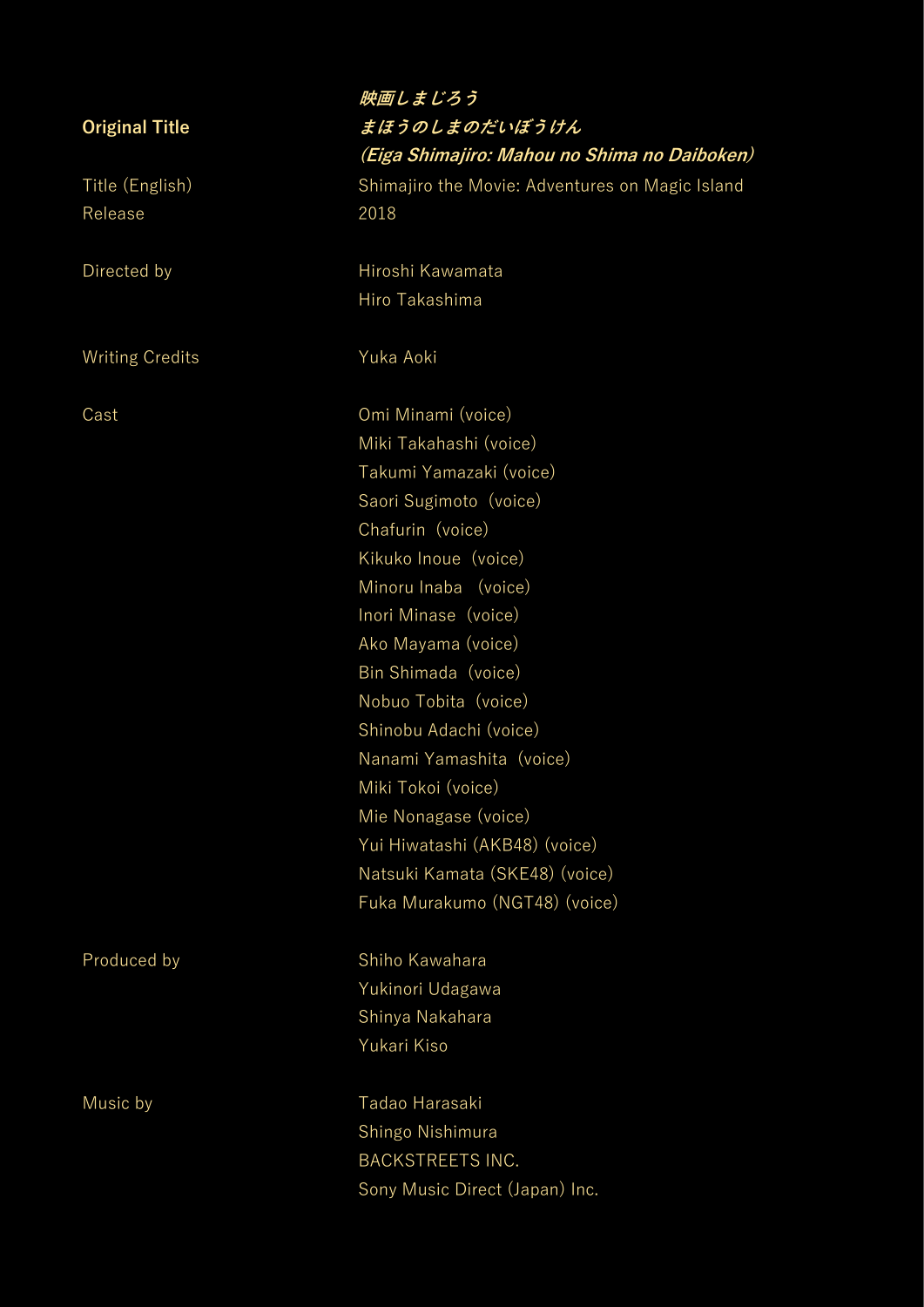| | |
|---|---|
| **Original Title** | ***映画しまじろう まほうのしまのだいぼうけん (Eiga Shimajiro: Mahou no Shima no Daiboken)*** |
| Title (English) | Shimajiro the Movie: Adventures on Magic Island |
| Release | 2018 |
| Directed by | Hiroshi Kawamata<br>Hiro Takashima |
| Writing Credits | Yuka Aoki |
| Cast | Omi Minami (voice)<br>Miki Takahashi (voice)<br>Takumi Yamazaki (voice)<br>Saori Sugimoto（voice)<br>Chafurin（voice)<br>Kikuko Inoue（voice)<br>Minoru Inaba　(voice)<br>Inori Minase（voice)<br>Ako Mayama (voice)<br>Bin Shimada（voice)<br>Nobuo Tobita（voice)<br>Shinobu Adachi (voice)<br>Nanami Yamashita（voice)<br>Miki Tokoi (voice)<br>Mie Nonagase (voice)<br>Yui Hiwatashi (AKB48) (voice)<br>Natsuki Kamata (SKE48) (voice)<br>Fuka Murakumo (NGT48) (voice) |
| Produced by | Shiho Kawahara<br>Yukinori Udagawa<br>Shinya Nakahara<br>Yukari Kiso |
| Music by | Tadao Harasaki<br>Shingo Nishimura<br>BACKSTREETS INC.<br>Sony Music Direct (Japan) Inc. |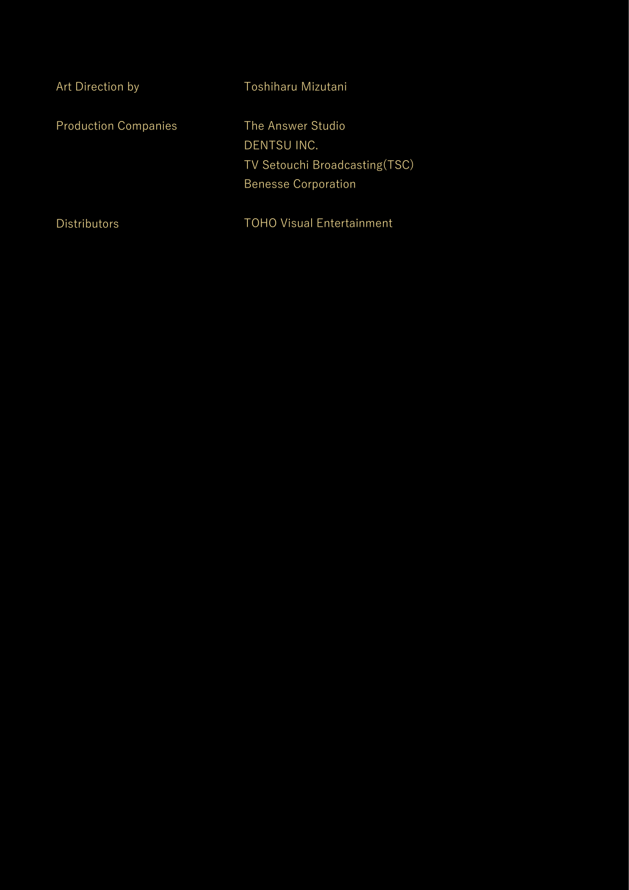| | |
|---|---|
| Art Direction by | Toshiharu Mizutani |
| Production Companies | The Answer Studio<br>DENTSU INC.<br>TV Setouchi Broadcasting(TSC)<br>Benesse Corporation |
| Distributors | TOHO Visual Entertainment |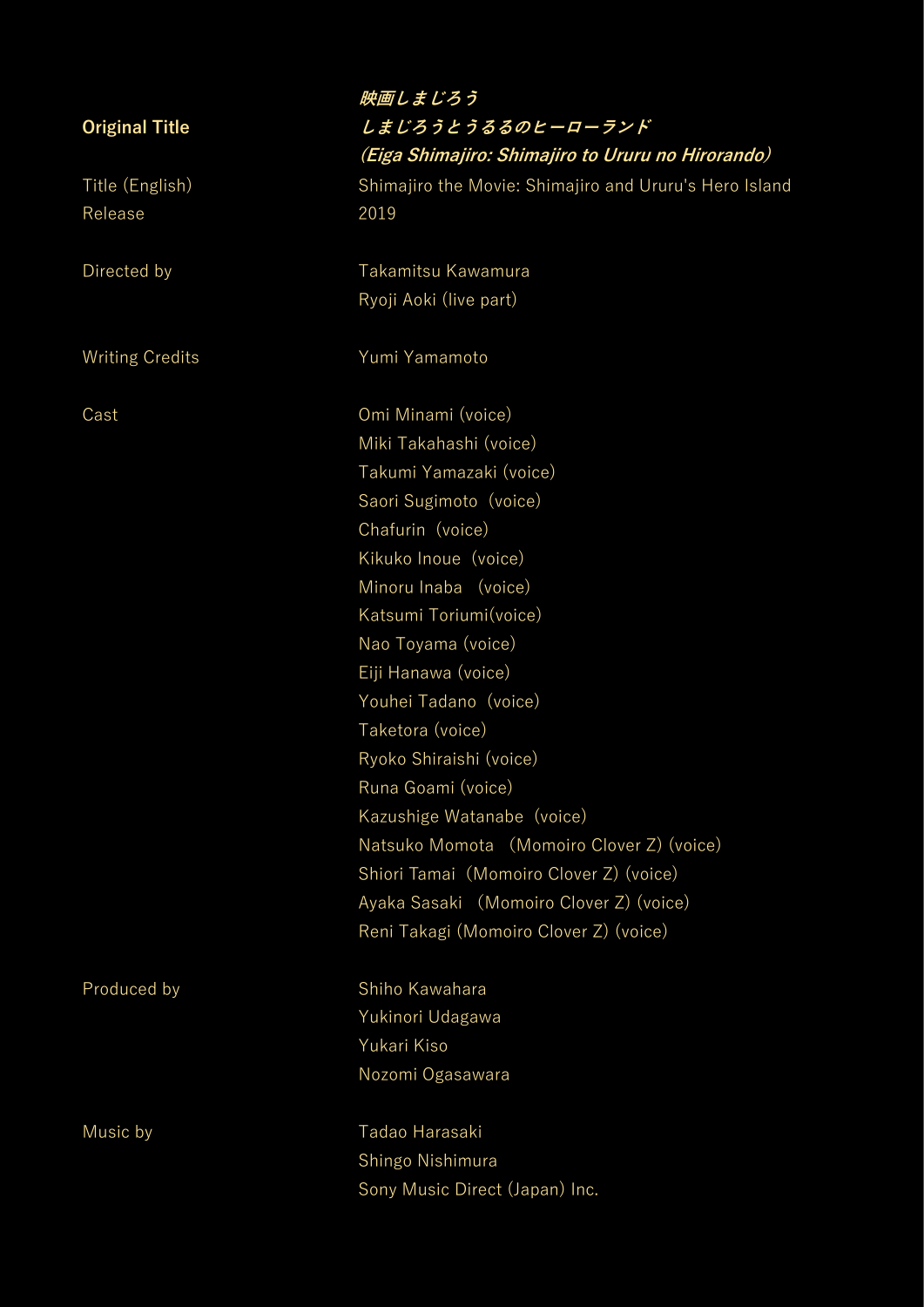| | |
|---|---|
| **Original Title** | ***映画しまじろう しまじろうとうるるのヒーローランド (Eiga Shimajiro: Shimajiro to Ururu no Hirorando）*** |
| Title (English) | Shimajiro the Movie: Shimajiro and Ururu's Hero Island |
| Release | 2019 |
| Directed by | Takamitsu Kawamura<br>Ryoji Aoki (live part) |
| Writing Credits | Yumi Yamamoto |
| Cast | Omi Minami (voice)<br>Miki Takahashi (voice)<br>Takumi Yamazaki (voice)<br>Saori Sugimoto（voice)<br>Chafurin（voice)<br>Kikuko Inoue（voice)<br>Minoru Inaba　(voice)<br>Katsumi Toriumi(voice)<br>Nao Toyama (voice)<br>Eiji Hanawa (voice)<br>Youhei Tadano（voice)<br>Taketora (voice)<br>Ryoko Shiraishi (voice)<br>Runa Goami (voice)<br>Kazushige Watanabe（voice)<br>Natsuko Momota　(Momoiro Clover Z) (voice)<br>Shiori Tamai（Momoiro Clover Z) (voice)<br>Ayaka Sasaki　(Momoiro Clover Z) (voice)<br>Reni Takagi (Momoiro Clover Z) (voice) |
| Produced by | Shiho Kawahara<br>Yukinori Udagawa<br>Yukari Kiso<br>Nozomi Ogasawara |
| Music by | Tadao Harasaki<br>Shingo Nishimura<br>Sony Music Direct (Japan) Inc. |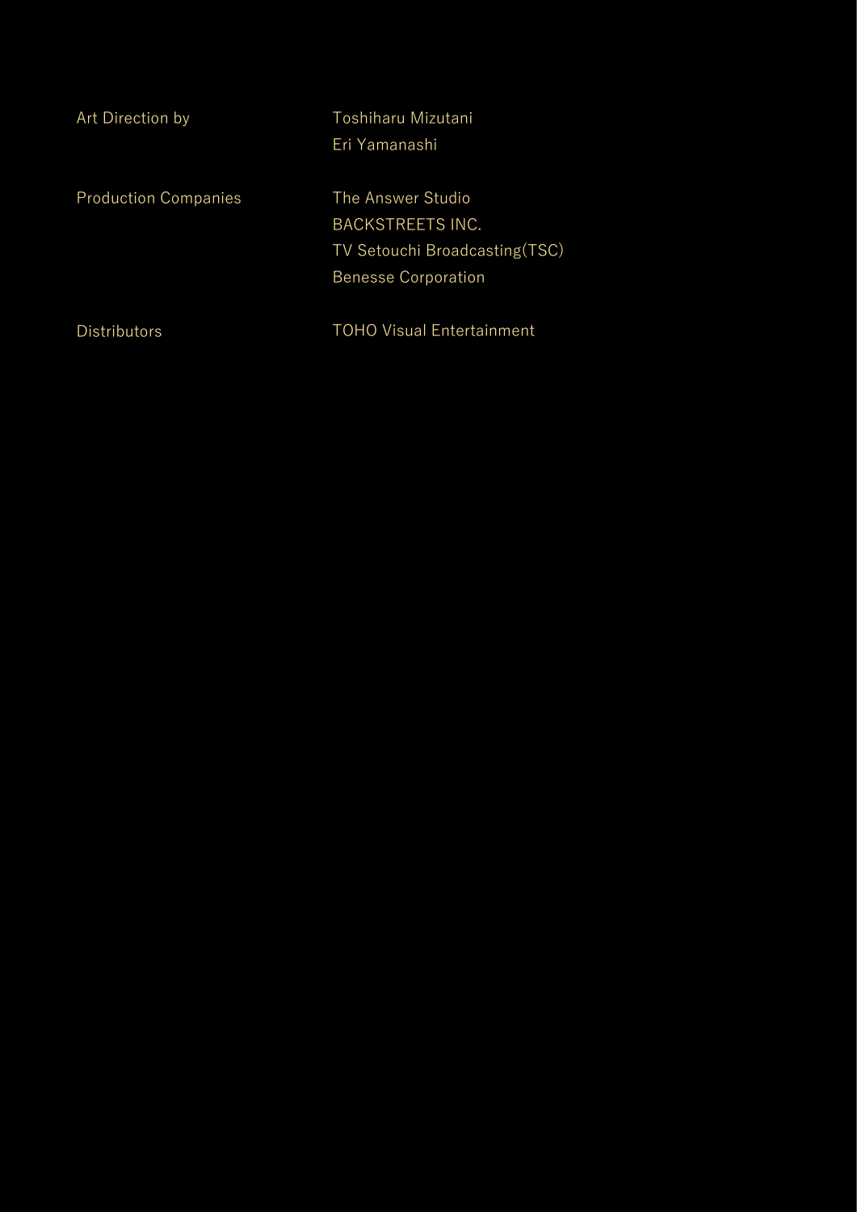| | |
|---|---|
| Art Direction by | Toshiharu Mizutani<br>Eri Yamanashi |
| Production Companies | The Answer Studio<br>BACKSTREETS INC.<br>TV Setouchi Broadcasting(TSC)<br>Benesse Corporation |
| Distributors | TOHO Visual Entertainment |